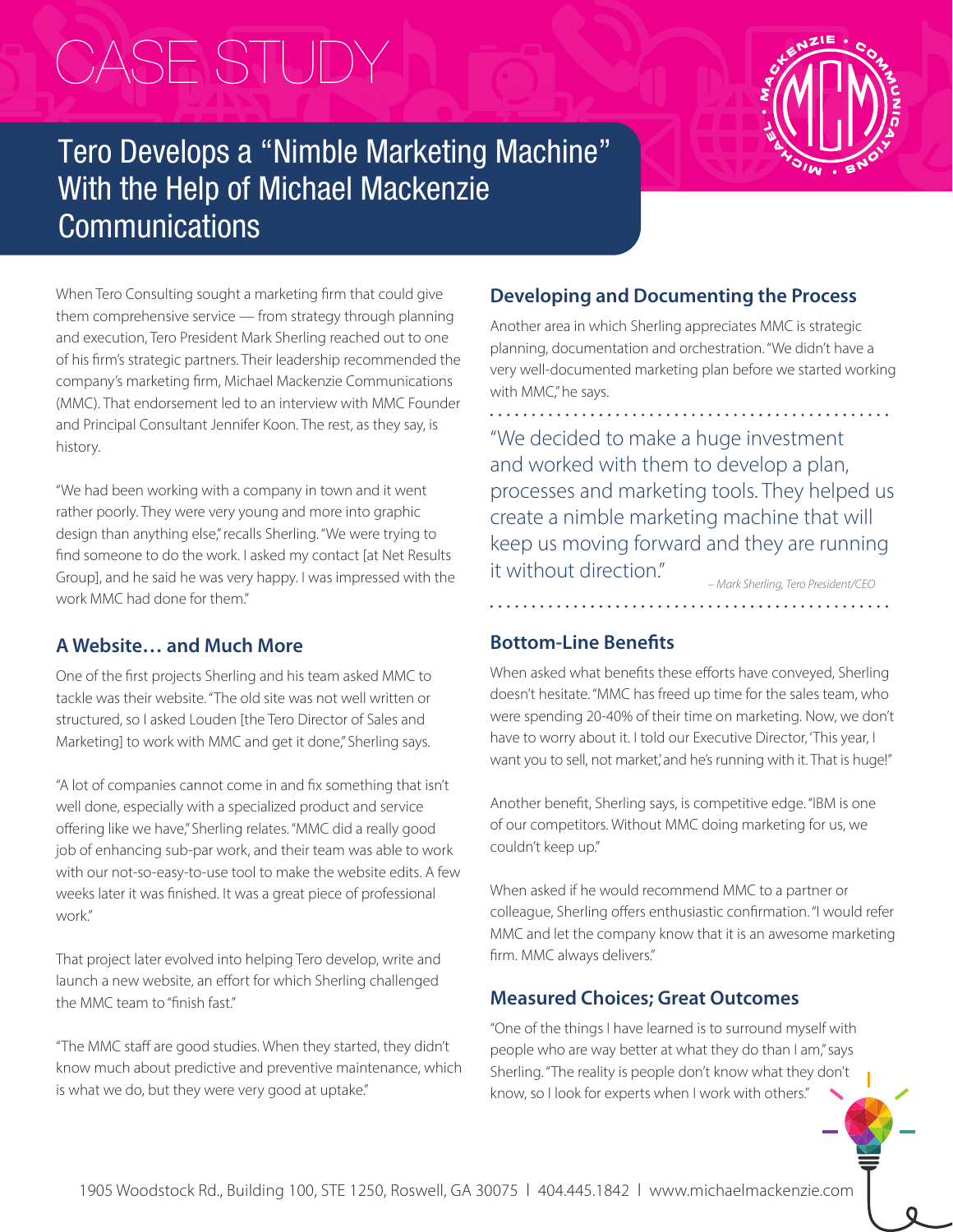# CASE STUDY

## Tero Develops a "Nimble Marketing Machine" With the Help of Michael Mackenzie Communications

When Tero Consulting sought a marketing firm that could give them comprehensive service — from strategy through planning and execution, Tero President Mark Sherling reached out to one of his firm's strategic partners. Their leadership recommended the company's marketing firm, Michael Mackenzie Communications (MMC). That endorsement led to an interview with MMC Founder and Principal Consultant Jennifer Koon. The rest, as they say, is history.

"We had been working with a company in town and it went rather poorly. They were very young and more into graphic design than anything else," recalls Sherling. "We were trying to find someone to do the work. I asked my contact [at Net Results Group], and he said he was very happy. I was impressed with the work MMC had done for them."

### A Website… and Much More

One of the first projects Sherling and his team asked MMC to tackle was their website. "The old site was not well written or structured, so I asked Louden [the Tero Director of Sales and Marketing] to work with MMC and get it done," Sherling says.

"A lot of companies cannot come in and fix something that isn't well done, especially with a specialized product and service offering like we have," Sherling relates. "MMC did a really good job of enhancing sub-par work, and their team was able to work with our not-so-easy-to-use tool to make the website edits. A few weeks later it was finished. It was a great piece of professional work."

That project later evolved into helping Tero develop, write and launch a new website, an effort for which Sherling challenged the MMC team to "finish fast."

"The MMC staff are good studies. When they started, they didn't know much about predictive and preventive maintenance, which is what we do, but they were very good at uptake."

### Developing and Documenting the Process

Another area in which Sherling appreciates MMC is strategic planning, documentation and orchestration. "We didn't have a very well-documented marketing plan before we started working with MMC," he says.

> "We decided to make a huge investment and worked with them to develop a plan, processes and marketing tools. They helped us create a nimble marketing machine that will keep us moving forward and they are running it without direction."
>
> *– Mark Sherling, Tero President/CEO*

### Bottom-Line Benefits

When asked what benefits these efforts have conveyed, Sherling doesn't hesitate. "MMC has freed up time for the sales team, who were spending 20-40% of their time on marketing. Now, we don't have to worry about it. I told our Executive Director, 'This year, I want you to sell, not market,' and he's running with it. That is huge!"

Another benefit, Sherling says, is competitive edge. "IBM is one of our competitors. Without MMC doing marketing for us, we couldn't keep up."

When asked if he would recommend MMC to a partner or colleague, Sherling offers enthusiastic confirmation. "I would refer MMC and let the company know that it is an awesome marketing firm. MMC always delivers."

### Measured Choices; Great Outcomes

"One of the things I have learned is to surround myself with people who are way better at what they do than I am," says Sherling. "The reality is people don't know what they don't know, so I look for experts when I work with others."

1905 Woodstock Rd., Building 100, STE 1250, Roswell, GA 30075 | 404.445.1842 | www.michaelmackenzie.com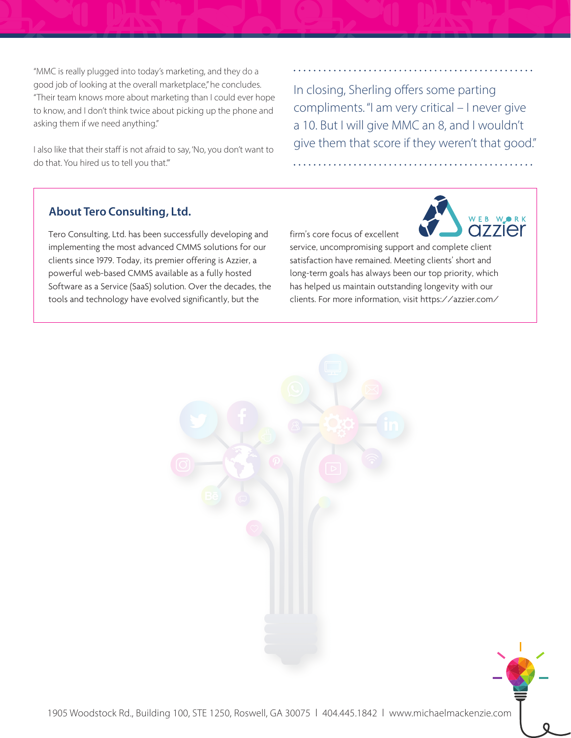"MMC is really plugged into today's marketing, and they do a good job of looking at the overall marketplace," he concludes. "Their team knows more about marketing than I could ever hope to know, and I don't think twice about picking up the phone and asking them if we need anything."

I also like that their staff is not afraid to say, 'No, you don't want to do that. You hired us to tell you that.'"

> In closing, Sherling offers some parting compliments. "I am very critical – I never give a 10. But I will give MMC an 8, and I wouldn't give them that score if they weren't that good."

## About Tero Consulting, Ltd.

Tero Consulting, Ltd. has been successfully developing and implementing the most advanced CMMS solutions for our clients since 1979. Today, its premier offering is Azzier, a powerful web-based CMMS available as a fully hosted Software as a Service (SaaS) solution. Over the decades, the tools and technology have evolved significantly, but the firm's core focus of excellent service, uncompromising support and complete client satisfaction have remained. Meeting clients' short and long-term goals has always been our top priority, which has helped us maintain outstanding longevity with our clients. For more information, visit https://azzier.com/

1905 Woodstock Rd., Building 100, STE 1250, Roswell, GA 30075 | 404.445.1842 | www.michaelmackenzie.com